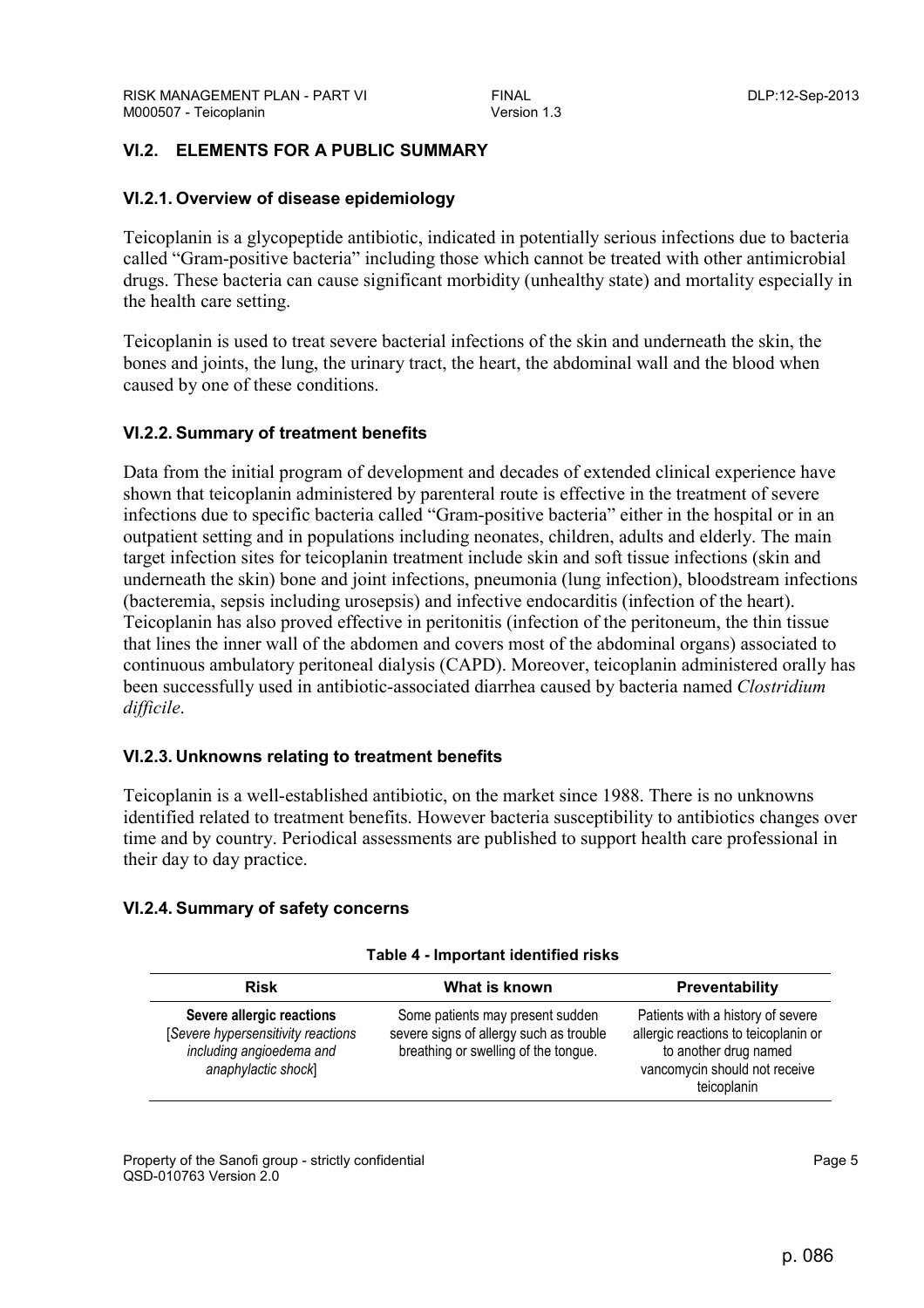## VI.2. ELEMENTS FOR A PUBLIC SUMMARY

### VI.2.1. Overview of disease epidemiology

Teicoplanin is a glycopeptide antibiotic, indicated in potentially serious infections due to bacteria called "Gram-positive bacteria" including those which cannot be treated with other antimicrobial drugs. These bacteria can cause significant morbidity (unhealthy state) and mortality especially in the health care setting.

Teicoplanin is used to treat severe bacterial infections of the skin and underneath the skin, the bones and joints, the lung, the urinary tract, the heart, the abdominal wall and the blood when caused by one of these conditions.

### VI.2.2. Summary of treatment benefits

Data from the initial program of development and decades of extended clinical experience have shown that teicoplanin administered by parenteral route is effective in the treatment of severe infections due to specific bacteria called "Gram-positive bacteria" either in the hospital or in an outpatient setting and in populations including neonates, children, adults and elderly. The main target infection sites for teicoplanin treatment include skin and soft tissue infections (skin and underneath the skin) bone and joint infections, pneumonia (lung infection), bloodstream infections (bacteremia, sepsis including urosepsis) and infective endocarditis (infection of the heart). Teicoplanin has also proved effective in peritonitis (infection of the peritoneum, the thin tissue that lines the inner wall of the abdomen and covers most of the abdominal organs) associated to continuous ambulatory peritoneal dialysis (CAPD). Moreover, teicoplanin administered orally has been successfully used in antibiotic-associated diarrhea caused by bacteria named *Clostridium difficile*.

### VI.2.3. Unknowns relating to treatment benefits

Teicoplanin is a well-established antibiotic, on the market since 1988. There is no unknowns identified related to treatment benefits. However bacteria susceptibility to antibiotics changes over time and by country. Periodical assessments are published to support health care professional in their day to day practice.

### VI.2.4. Summary of safety concerns

**Table 4 - Important identified risks**

| Risk | What is known | Preventability |
|---|---|---|
| **Severe allergic reactions** [*Severe hypersensitivity reactions including angioedema and anaphylactic shock*] | Some patients may present sudden severe signs of allergy such as trouble breathing or swelling of the tongue. | Patients with a history of severe allergic reactions to teicoplanin or to another drug named vancomycin should not receive teicoplanin |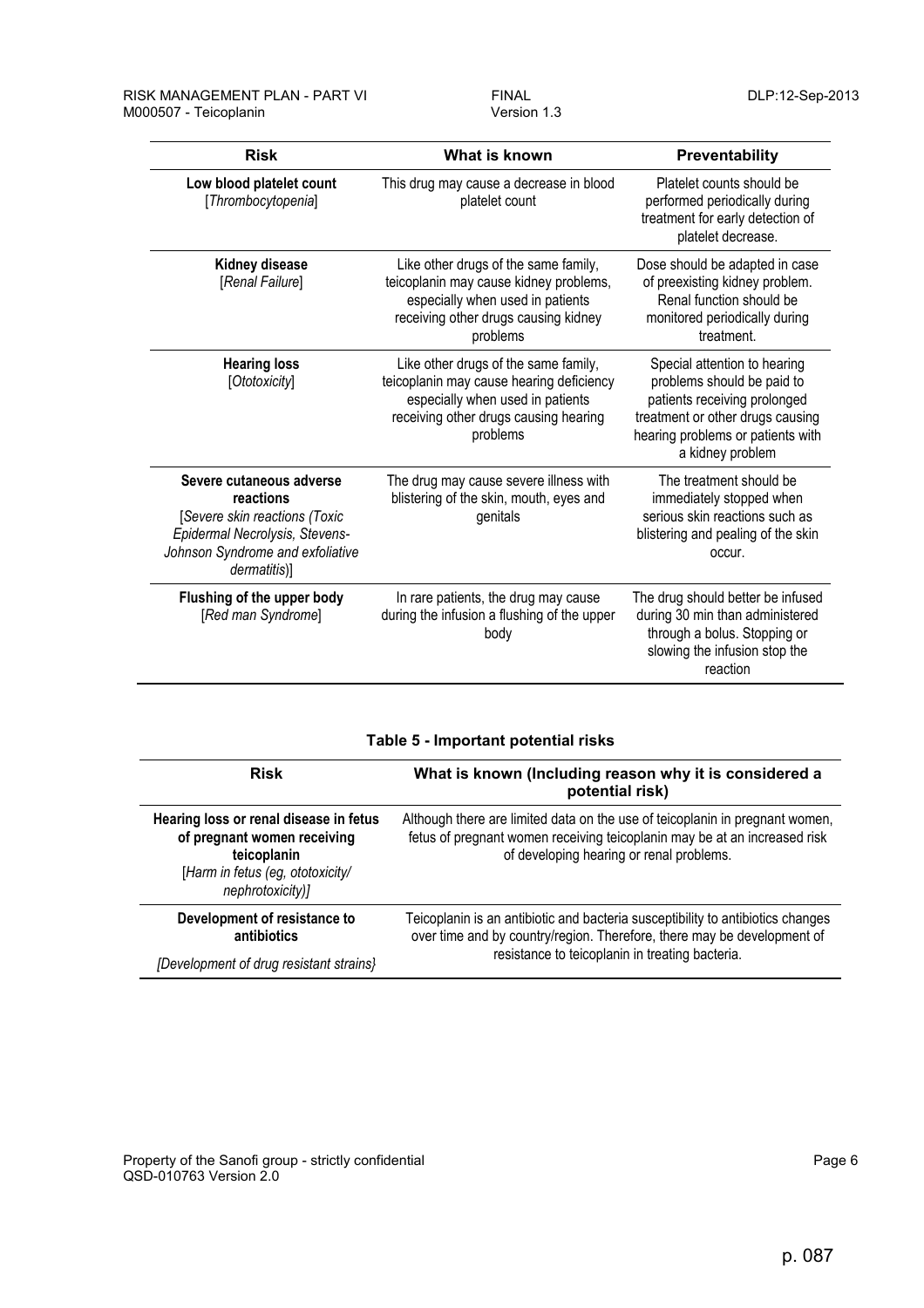| Risk | What is known | Preventability |
|---|---|---|
| **Low blood platelet count** [*Thrombocytopenia*] | This drug may cause a decrease in blood platelet count | Platelet counts should be performed periodically during treatment for early detection of platelet decrease. |
| **Kidney disease** [*Renal Failure*] | Like other drugs of the same family, teicoplanin may cause kidney problems, especially when used in patients receiving other drugs causing kidney problems | Dose should be adapted in case of preexisting kidney problem. Renal function should be monitored periodically during treatment. |
| **Hearing loss** [*Ototoxicity*] | Like other drugs of the same family, teicoplanin may cause hearing deficiency especially when used in patients receiving other drugs causing hearing problems | Special attention to hearing problems should be paid to patients receiving prolonged treatment or other drugs causing hearing problems or patients with a kidney problem |
| **Severe cutaneous adverse reactions** [*Severe skin reactions (Toxic Epidermal Necrolysis, Stevens-Johnson Syndrome and exfoliative dermatitis)*] | The drug may cause severe illness with blistering of the skin, mouth, eyes and genitals | The treatment should be immediately stopped when serious skin reactions such as blistering and pealing of the skin occur. |
| **Flushing of the upper body** [*Red man Syndrome*] | In rare patients, the drug may cause during the infusion a flushing of the upper body | The drug should better be infused during 30 min than administered through a bolus. Stopping or slowing the infusion stop the reaction |

**Table 5 - Important potential risks**

| Risk | What is known (Including reason why it is considered a potential risk) |
|---|---|
| **Hearing loss or renal disease in fetus of pregnant women receiving teicoplanin** [*Harm in fetus (eg, ototoxicity/ nephrotoxicity)*] | Although there are limited data on the use of teicoplanin in pregnant women, fetus of pregnant women receiving teicoplanin may be at an increased risk of developing hearing or renal problems. |
| **Development of resistance to antibiotics** *[Development of drug resistant strains}* | Teicoplanin is an antibiotic and bacteria susceptibility to antibiotics changes over time and by country/region. Therefore, there may be development of resistance to teicoplanin in treating bacteria. |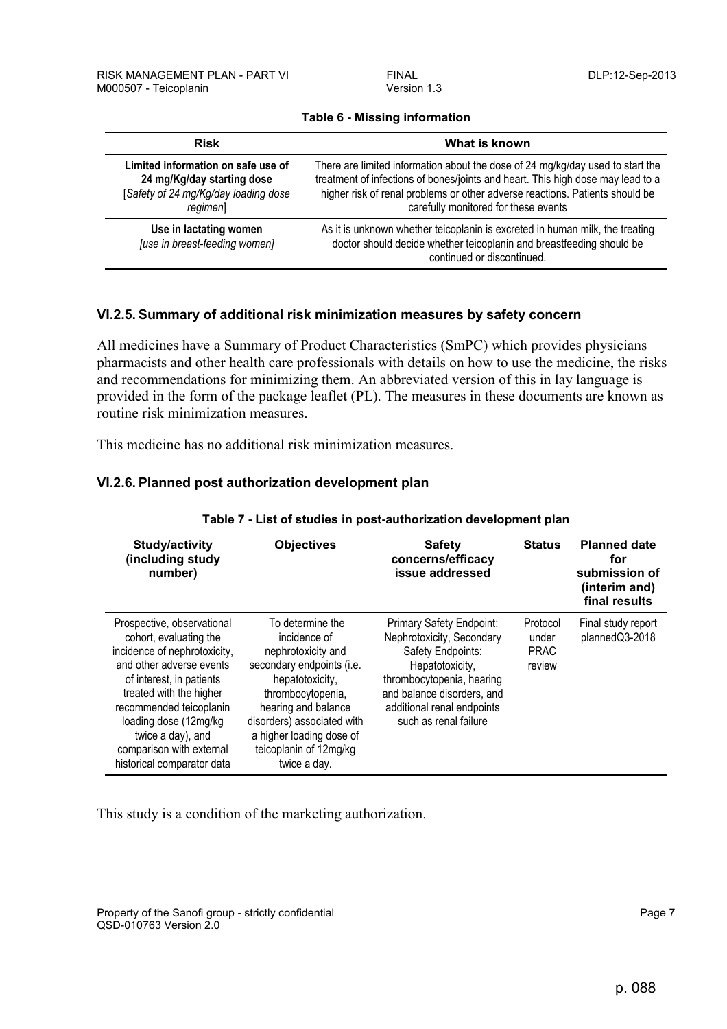**Table 6 - Missing information**

| Risk | What is known |
|---|---|
| **Limited information on safe use of 24 mg/Kg/day starting dose** [*Safety of 24 mg/Kg/day loading dose regimen*] | There are limited information about the dose of 24 mg/kg/day used to start the treatment of infections of bones/joints and heart. This high dose may lead to a higher risk of renal problems or other adverse reactions. Patients should be carefully monitored for these events |
| **Use in lactating women** *[use in breast-feeding women]* | As it is unknown whether teicoplanin is excreted in human milk, the treating doctor should decide whether teicoplanin and breastfeeding should be continued or discontinued. |

### VI.2.5. Summary of additional risk minimization measures by safety concern

All medicines have a Summary of Product Characteristics (SmPC) which provides physicians pharmacists and other health care professionals with details on how to use the medicine, the risks and recommendations for minimizing them. An abbreviated version of this in lay language is provided in the form of the package leaflet (PL). The measures in these documents are known as routine risk minimization measures.

This medicine has no additional risk minimization measures.

### VI.2.6. Planned post authorization development plan

**Table 7 - List of studies in post-authorization development plan**

| Study/activity (including study number) | Objectives | Safety concerns/efficacy issue addressed | Status | Planned date for submission of (interim and) final results |
|---|---|---|---|---|
| Prospective, observational cohort, evaluating the incidence of nephrotoxicity, and other adverse events of interest, in patients treated with the higher recommended teicoplanin loading dose (12mg/kg twice a day), and comparison with external historical comparator data | To determine the incidence of nephrotoxicity and secondary endpoints (i.e. hepatotoxicity, thrombocytopenia, hearing and balance disorders) associated with a higher loading dose of teicoplanin of 12mg/kg twice a day. | Primary Safety Endpoint: Nephrotoxicity, Secondary Safety Endpoints: Hepatotoxicity, thrombocytopenia, hearing and balance disorders, and additional renal endpoints such as renal failure | Protocol under PRAC review | Final study report plannedQ3-2018 |

This study is a condition of the marketing authorization.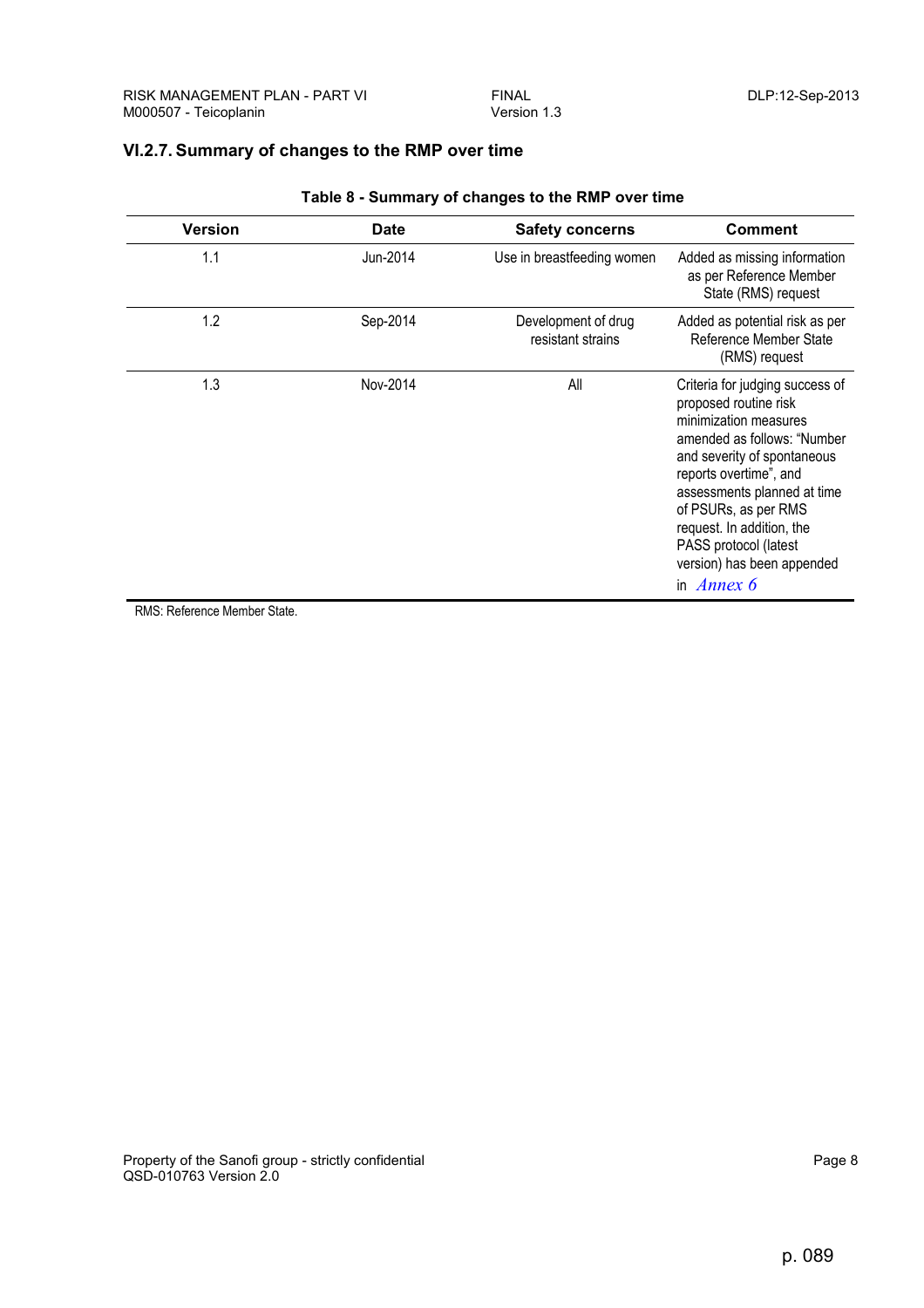## VI.2.7. Summary of changes to the RMP over time

**Table 8 - Summary of changes to the RMP over time**

| Version | Date | Safety concerns | Comment |
|---|---|---|---|
| 1.1 | Jun-2014 | Use in breastfeeding women | Added as missing information as per Reference Member State (RMS) request |
| 1.2 | Sep-2014 | Development of drug resistant strains | Added as potential risk as per Reference Member State (RMS) request |
| 1.3 | Nov-2014 | All | Criteria for judging success of proposed routine risk minimization measures amended as follows: "Number and severity of spontaneous reports overtime", and assessments planned at time of PSURs, as per RMS request. In addition, the PASS protocol (latest version) has been appended in *Annex 6* |

RMS: Reference Member State.